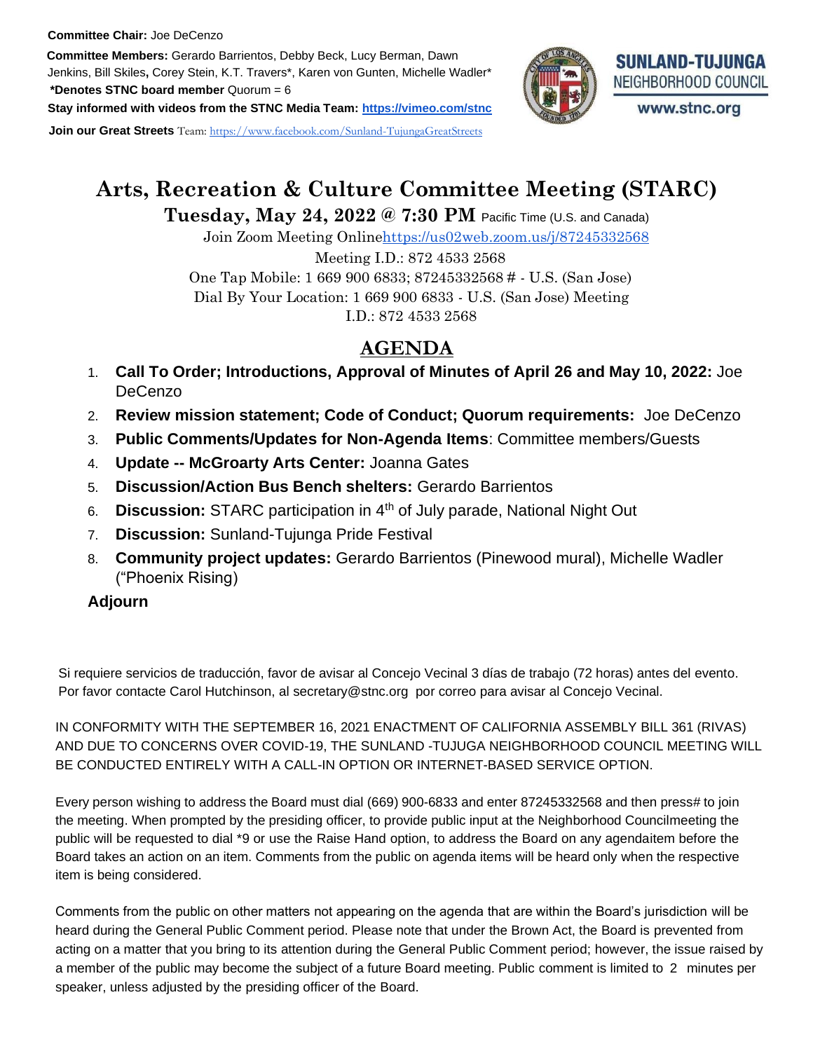**Committee Chair:** Joe DeCenzo

**Committee Members:** Gerardo Barrientos, Debby Beck, Lucy Berman, Dawn Jenkins, Bill Skiles**,** Corey Stein, K.T. Travers\*, Karen von Gunten, Michelle Wadler\*

**\*Denotes STNC board member** Quorum = 6

**Stay informed with videos from the STNC Media Team: https://vimeo.com/stnc**

**Join our Great Streets** Team: https://www.facebook.com/Sunland-TujungaGreatStreets

SUNLAND-TUJUNGA NEIGHBORHOOD COUNCIL

www.stnc.org

# Arts, Recreation & Culture Committee Meeting (STARC)

**Tuesday, May 24, 2022 @ 7:30 PM** Pacific Time (U.S. and Canada)

Join Zoom Meeting Online https://us02web.zoom.us/j/87245332568

Meeting I.D.: 872 4533 2568

One Tap Mobile: 1 669 900 6833; 87245332568 # - U.S. (San Jose)

Dial By Your Location: 1 669 900 6833 - U.S. (San Jose) Meeting I.D.: 872 4533 2568

## AGENDA

1. **Call To Order; Introductions, Approval of Minutes of April 26 and May 10, 2022:** Joe DeCenzo
2. **Review mission statement; Code of Conduct; Quorum requirements:** Joe DeCenzo
3. **Public Comments/Updates for Non-Agenda Items**: Committee members/Guests
4. **Update -- McGroarty Arts Center:** Joanna Gates
5. **Discussion/Action Bus Bench shelters:** Gerardo Barrientos
6. **Discussion:** STARC participation in 4th of July parade, National Night Out
7. **Discussion:** Sunland-Tujunga Pride Festival
8. **Community project updates:** Gerardo Barrientos (Pinewood mural), Michelle Wadler ("Phoenix Rising)

**Adjourn**

Si requiere servicios de traducción, favor de avisar al Concejo Vecinal 3 días de trabajo (72 horas) antes del evento. Por favor contacte Carol Hutchinson, al secretary@stnc.org por correo para avisar al Concejo Vecinal.

IN CONFORMITY WITH THE SEPTEMBER 16, 2021 ENACTMENT OF CALIFORNIA ASSEMBLY BILL 361 (RIVAS) AND DUE TO CONCERNS OVER COVID-19, THE SUNLAND -TUJUGA NEIGHBORHOOD COUNCIL MEETING WILL BE CONDUCTED ENTIRELY WITH A CALL-IN OPTION OR INTERNET-BASED SERVICE OPTION.

Every person wishing to address the Board must dial (669) 900-6833 and enter 87245332568 and then press# to join the meeting. When prompted by the presiding officer, to provide public input at the Neighborhood Councilmeeting the public will be requested to dial \*9 or use the Raise Hand option, to address the Board on any agendaitem before the Board takes an action on an item. Comments from the public on agenda items will be heard only when the respective item is being considered.

Comments from the public on other matters not appearing on the agenda that are within the Board's jurisdiction will be heard during the General Public Comment period. Please note that under the Brown Act, the Board is prevented from acting on a matter that you bring to its attention during the General Public Comment period; however, the issue raised by a member of the public may become the subject of a future Board meeting. Public comment is limited to 2 minutes per speaker, unless adjusted by the presiding officer of the Board.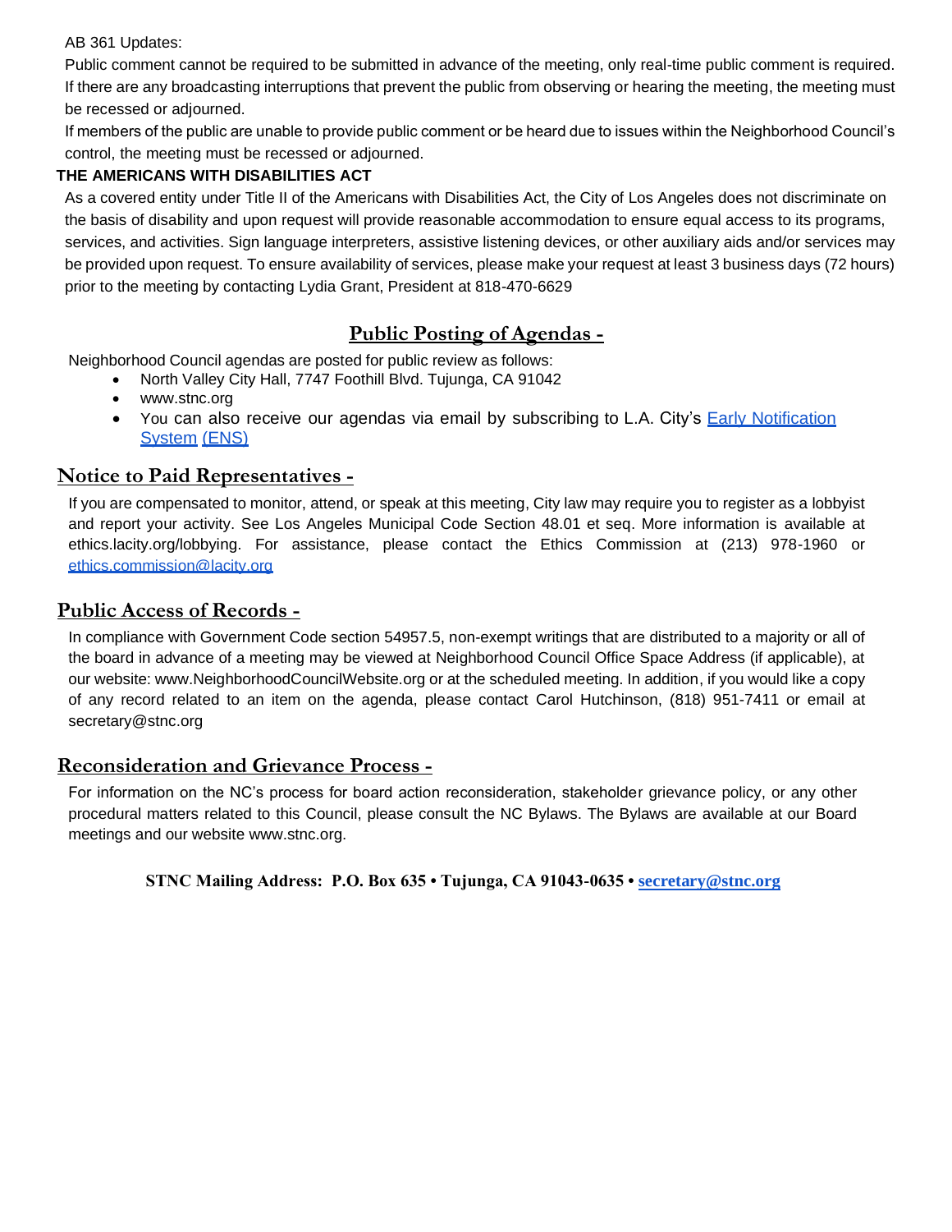AB 361 Updates:

Public comment cannot be required to be submitted in advance of the meeting, only real-time public comment is required. If there are any broadcasting interruptions that prevent the public from observing or hearing the meeting, the meeting must be recessed or adjourned.

If members of the public are unable to provide public comment or be heard due to issues within the Neighborhood Council's control, the meeting must be recessed or adjourned.

**THE AMERICANS WITH DISABILITIES ACT**

As a covered entity under Title II of the Americans with Disabilities Act, the City of Los Angeles does not discriminate on the basis of disability and upon request will provide reasonable accommodation to ensure equal access to its programs, services, and activities. Sign language interpreters, assistive listening devices, or other auxiliary aids and/or services may be provided upon request. To ensure availability of services, please make your request at least 3 business days (72 hours) prior to the meeting by contacting Lydia Grant, President at 818-470-6629

## Public Posting of Agendas -

Neighborhood Council agendas are posted for public review as follows:

- North Valley City Hall, 7747 Foothill Blvd. Tujunga, CA 91042
- www.stnc.org
- You can also receive our agendas via email by subscribing to L.A. City's Early Notification System (ENS)

## Notice to Paid Representatives -

If you are compensated to monitor, attend, or speak at this meeting, City law may require you to register as a lobbyist and report your activity. See Los Angeles Municipal Code Section 48.01 et seq. More information is available at ethics.lacity.org/lobbying. For assistance, please contact the Ethics Commission at (213) 978-1960 or ethics.commission@lacity.org

## Public Access of Records -

In compliance with Government Code section 54957.5, non-exempt writings that are distributed to a majority or all of the board in advance of a meeting may be viewed at Neighborhood Council Office Space Address (if applicable), at our website: www.NeighborhoodCouncilWebsite.org or at the scheduled meeting. In addition, if you would like a copy of any record related to an item on the agenda, please contact Carol Hutchinson, (818) 951-7411 or email at secretary@stnc.org

## Reconsideration and Grievance Process -

For information on the NC's process for board action reconsideration, stakeholder grievance policy, or any other procedural matters related to this Council, please consult the NC Bylaws. The Bylaws are available at our Board meetings and our website www.stnc.org.

**STNC Mailing Address: P.O. Box 635 • Tujunga, CA 91043-0635 • secretary@stnc.org**